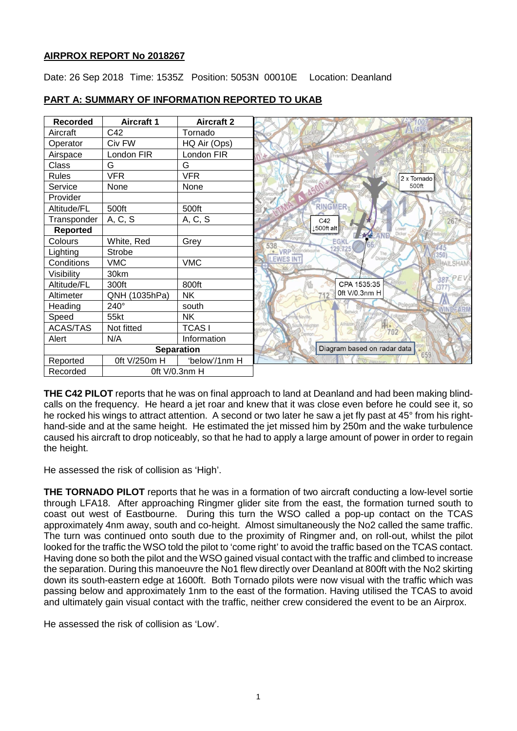**AIRPROX REPORT No 2018267**

Date: 26 Sep 2018 Time: 1535Z Position: 5053N 00010E Location: Deanland

**PART A: SUMMARY OF INFORMATION REPORTED TO UKAB**

| Recorded | Aircraft 1 | Aircraft 2 |
|---|---|---|
| Aircraft | C42 | Tornado |
| Operator | Civ FW | HQ Air (Ops) |
| Airspace | London FIR | London FIR |
| Class | G | G |
| Rules | VFR | VFR |
| Service | None | None |
| Provider | | |
| Altitude/FL | 500ft | 500ft |
| Transponder | A, C, S | A, C, S |
| **Reported** | | |
| Colours | White, Red | Grey |
| Lighting | Strobe | |
| Conditions | VMC | VMC |
| Visibility | 30km | |
| Altitude/FL | 300ft | 800ft |
| Altimeter | QNH (1035hPa) | NK |
| Heading | 240° | south |
| Speed | 55kt | NK |
| ACAS/TAS | Not fitted | TCAS I |
| Alert | N/A | Information |
| **Separation** | | |
| Reported | 0ft V/250m H | 'below'/1nm H |
| Recorded | 0ft V/0.3nm H | |

Diagram based on radar data

**THE C42 PILOT** reports that he was on final approach to land at Deanland and had been making blind-calls on the frequency. He heard a jet roar and knew that it was close even before he could see it, so he rocked his wings to attract attention. A second or two later he saw a jet fly past at 45° from his right-hand-side and at the same height. He estimated the jet missed him by 250m and the wake turbulence caused his aircraft to drop noticeably, so that he had to apply a large amount of power in order to regain the height.

He assessed the risk of collision as 'High'.

**THE TORNADO PILOT** reports that he was in a formation of two aircraft conducting a low-level sortie through LFA18. After approaching Ringmer glider site from the east, the formation turned south to coast out west of Eastbourne. During this turn the WSO called a pop-up contact on the TCAS approximately 4nm away, south and co-height. Almost simultaneously the No2 called the same traffic. The turn was continued onto south due to the proximity of Ringmer and, on roll-out, whilst the pilot looked for the traffic the WSO told the pilot to 'come right' to avoid the traffic based on the TCAS contact. Having done so both the pilot and the WSO gained visual contact with the traffic and climbed to increase the separation. During this manoeuvre the No1 flew directly over Deanland at 800ft with the No2 skirting down its south-eastern edge at 1600ft. Both Tornado pilots were now visual with the traffic which was passing below and approximately 1nm to the east of the formation. Having utilised the TCAS to avoid and ultimately gain visual contact with the traffic, neither crew considered the event to be an Airprox.

He assessed the risk of collision as 'Low'.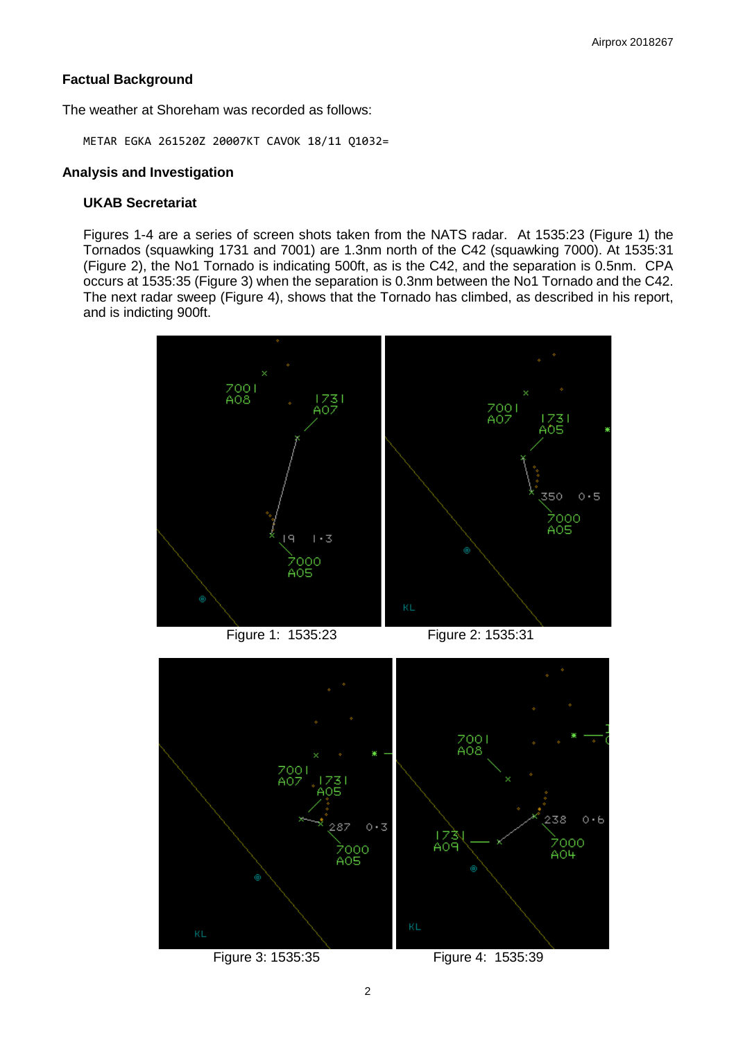## Factual Background

The weather at Shoreham was recorded as follows:

```
METAR EGKA 261520Z 20007KT CAVOK 18/11 Q1032=
```

## Analysis and Investigation

### UKAB Secretariat

Figures 1-4 are a series of screen shots taken from the NATS radar. At 1535:23 (Figure 1) the Tornados (squawking 1731 and 7001) are 1.3nm north of the C42 (squawking 7000). At 1535:31 (Figure 2), the No1 Tornado is indicating 500ft, as is the C42, and the separation is 0.5nm. CPA occurs at 1535:35 (Figure 3) when the separation is 0.3nm between the No1 Tornado and the C42. The next radar sweep (Figure 4), shows that the Tornado has climbed, as described in his report, and is indicting 900ft.

Figure 1: 1535:23

Figure 2: 1535:31

Figure 3: 1535:35

Figure 4: 1535:39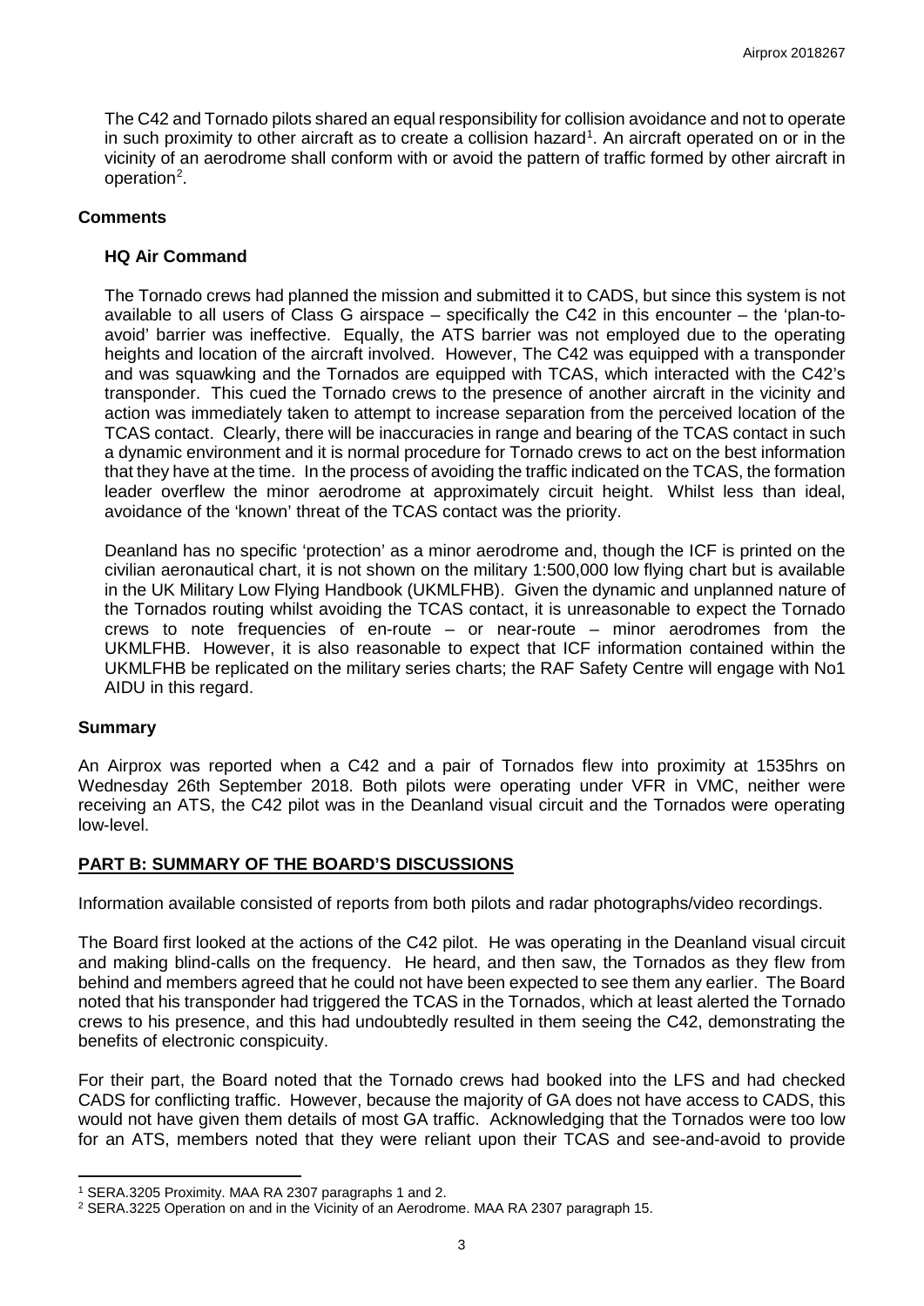The C42 and Tornado pilots shared an equal responsibility for collision avoidance and not to operate in such proximity to other aircraft as to create a collision hazard[1]. An aircraft operated on or in the vicinity of an aerodrome shall conform with or avoid the pattern of traffic formed by other aircraft in operation[2].

## Comments

### HQ Air Command

The Tornado crews had planned the mission and submitted it to CADS, but since this system is not available to all users of Class G airspace – specifically the C42 in this encounter – the 'plan-to-avoid' barrier was ineffective. Equally, the ATS barrier was not employed due to the operating heights and location of the aircraft involved. However, The C42 was equipped with a transponder and was squawking and the Tornados are equipped with TCAS, which interacted with the C42's transponder. This cued the Tornado crews to the presence of another aircraft in the vicinity and action was immediately taken to attempt to increase separation from the perceived location of the TCAS contact. Clearly, there will be inaccuracies in range and bearing of the TCAS contact in such a dynamic environment and it is normal procedure for Tornado crews to act on the best information that they have at the time. In the process of avoiding the traffic indicated on the TCAS, the formation leader overflew the minor aerodrome at approximately circuit height. Whilst less than ideal, avoidance of the 'known' threat of the TCAS contact was the priority.

Deanland has no specific 'protection' as a minor aerodrome and, though the ICF is printed on the civilian aeronautical chart, it is not shown on the military 1:500,000 low flying chart but is available in the UK Military Low Flying Handbook (UKMLFHB). Given the dynamic and unplanned nature of the Tornados routing whilst avoiding the TCAS contact, it is unreasonable to expect the Tornado crews to note frequencies of en-route – or near-route – minor aerodromes from the UKMLFHB. However, it is also reasonable to expect that ICF information contained within the UKMLFHB be replicated on the military series charts; the RAF Safety Centre will engage with No1 AIDU in this regard.

## Summary

An Airprox was reported when a C42 and a pair of Tornados flew into proximity at 1535hrs on Wednesday 26th September 2018. Both pilots were operating under VFR in VMC, neither were receiving an ATS, the C42 pilot was in the Deanland visual circuit and the Tornados were operating low-level.

## PART B: SUMMARY OF THE BOARD'S DISCUSSIONS

Information available consisted of reports from both pilots and radar photographs/video recordings.

The Board first looked at the actions of the C42 pilot. He was operating in the Deanland visual circuit and making blind-calls on the frequency. He heard, and then saw, the Tornados as they flew from behind and members agreed that he could not have been expected to see them any earlier. The Board noted that his transponder had triggered the TCAS in the Tornados, which at least alerted the Tornado crews to his presence, and this had undoubtedly resulted in them seeing the C42, demonstrating the benefits of electronic conspicuity.

For their part, the Board noted that the Tornado crews had booked into the LFS and had checked CADS for conflicting traffic. However, because the majority of GA does not have access to CADS, this would not have given them details of most GA traffic. Acknowledging that the Tornados were too low for an ATS, members noted that they were reliant upon their TCAS and see-and-avoid to provide

---

[1] SERA.3205 Proximity. MAA RA 2307 paragraphs 1 and 2.

[2] SERA.3225 Operation on and in the Vicinity of an Aerodrome. MAA RA 2307 paragraph 15.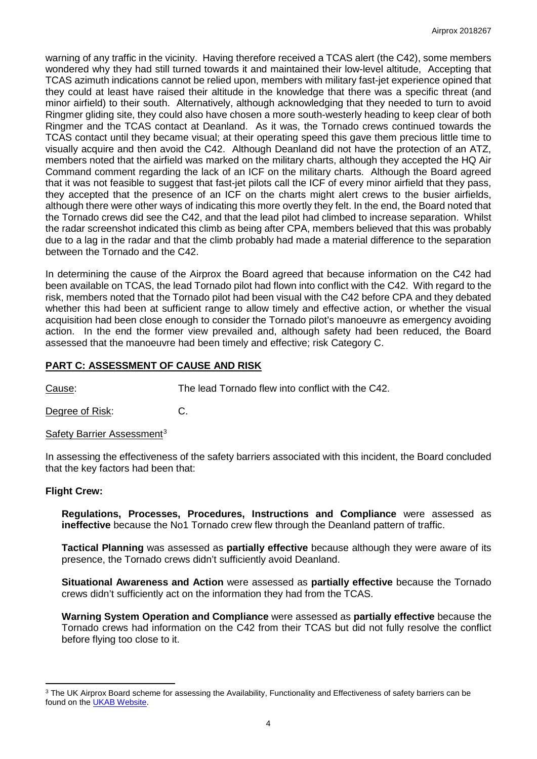warning of any traffic in the vicinity. Having therefore received a TCAS alert (the C42), some members wondered why they had still turned towards it and maintained their low-level altitude, Accepting that TCAS azimuth indications cannot be relied upon, members with military fast-jet experience opined that they could at least have raised their altitude in the knowledge that there was a specific threat (and minor airfield) to their south. Alternatively, although acknowledging that they needed to turn to avoid Ringmer gliding site, they could also have chosen a more south-westerly heading to keep clear of both Ringmer and the TCAS contact at Deanland. As it was, the Tornado crews continued towards the TCAS contact until they became visual; at their operating speed this gave them precious little time to visually acquire and then avoid the C42. Although Deanland did not have the protection of an ATZ, members noted that the airfield was marked on the military charts, although they accepted the HQ Air Command comment regarding the lack of an ICF on the military charts. Although the Board agreed that it was not feasible to suggest that fast-jet pilots call the ICF of every minor airfield that they pass, they accepted that the presence of an ICF on the charts might alert crews to the busier airfields, although there were other ways of indicating this more overtly they felt. In the end, the Board noted that the Tornado crews did see the C42, and that the lead pilot had climbed to increase separation. Whilst the radar screenshot indicated this climb as being after CPA, members believed that this was probably due to a lag in the radar and that the climb probably had made a material difference to the separation between the Tornado and the C42.

In determining the cause of the Airprox the Board agreed that because information on the C42 had been available on TCAS, the lead Tornado pilot had flown into conflict with the C42. With regard to the risk, members noted that the Tornado pilot had been visual with the C42 before CPA and they debated whether this had been at sufficient range to allow timely and effective action, or whether the visual acquisition had been close enough to consider the Tornado pilot's manoeuvre as emergency avoiding action. In the end the former view prevailed and, although safety had been reduced, the Board assessed that the manoeuvre had been timely and effective; risk Category C.

## PART C: ASSESSMENT OF CAUSE AND RISK

Cause: The lead Tornado flew into conflict with the C42.

Degree of Risk: C.

Safety Barrier Assessment[3]

In assessing the effectiveness of the safety barriers associated with this incident, the Board concluded that the key factors had been that:

### Flight Crew:

**Regulations, Processes, Procedures, Instructions and Compliance** were assessed as **ineffective** because the No1 Tornado crew flew through the Deanland pattern of traffic.

**Tactical Planning** was assessed as **partially effective** because although they were aware of its presence, the Tornado crews didn't sufficiently avoid Deanland.

**Situational Awareness and Action** were assessed as **partially effective** because the Tornado crews didn't sufficiently act on the information they had from the TCAS.

**Warning System Operation and Compliance** were assessed as **partially effective** because the Tornado crews had information on the C42 from their TCAS but did not fully resolve the conflict before flying too close to it.

[3] The UK Airprox Board scheme for assessing the Availability, Functionality and Effectiveness of safety barriers can be found on the UKAB Website.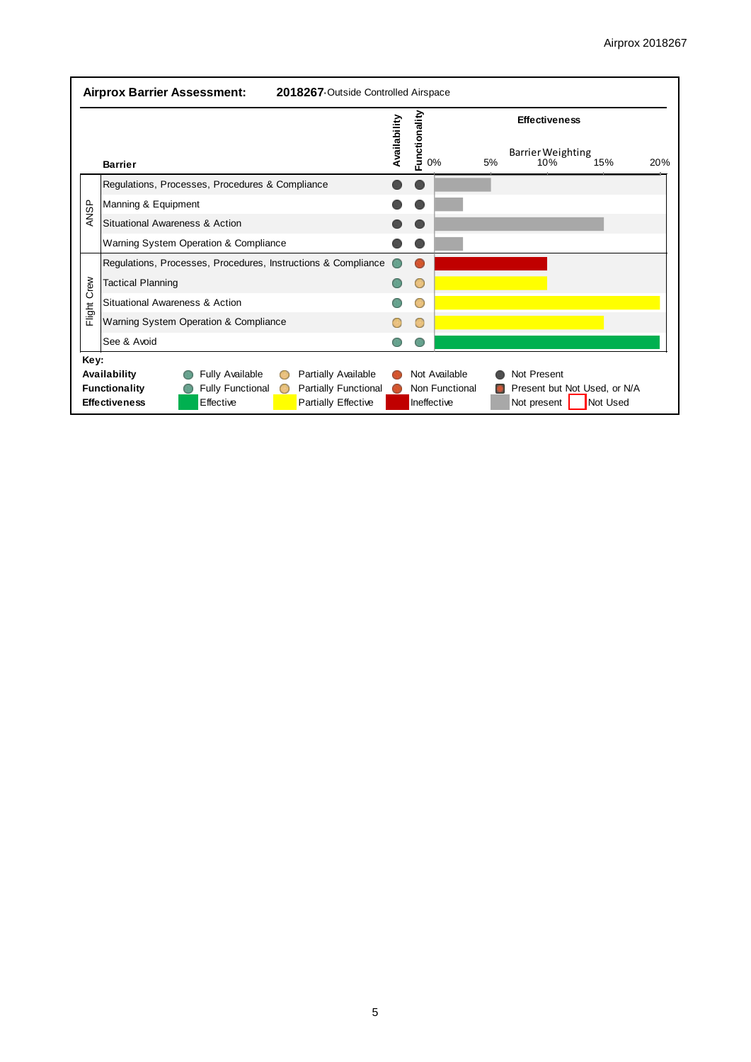**Airprox Barrier Assessment:** **2018267** Outside Controlled Airspace

| | Barrier | Availability | Functionality |
|---|---|---|---|
| ANSP | Regulations, Processes, Procedures & Compliance | Not Present | Not Present |
| ANSP | Manning & Equipment | Not Present | Not Present |
| ANSP | Situational Awareness & Action | Not Present | Not Present |
| ANSP | Warning System Operation & Compliance | Not Present | Not Present |
| Flight Crew | Regulations, Processes, Procedures, Instructions & Compliance | Fully Available | Non Functional |
| Flight Crew | Tactical Planning | Fully Available | Partially Functional |
| Flight Crew | Situational Awareness & Action | Fully Available | Partially Functional |
| Flight Crew | Warning System Operation & Compliance | Partially Available | Partially Functional |
| Flight Crew | See & Avoid | Fully Available | Fully Functional |

Effectiveness

Barrier Weighting

0%
5%
10%
15%
20%

**Key:**

**Availability** — Fully Available, Partially Available, Not Available, Not Present

**Functionality** — Fully Functional, Partially Functional, Non Functional, Present but Not Used, or N/A

**Effectiveness** — Effective, Partially Effective, Ineffective, Not present, Not Used